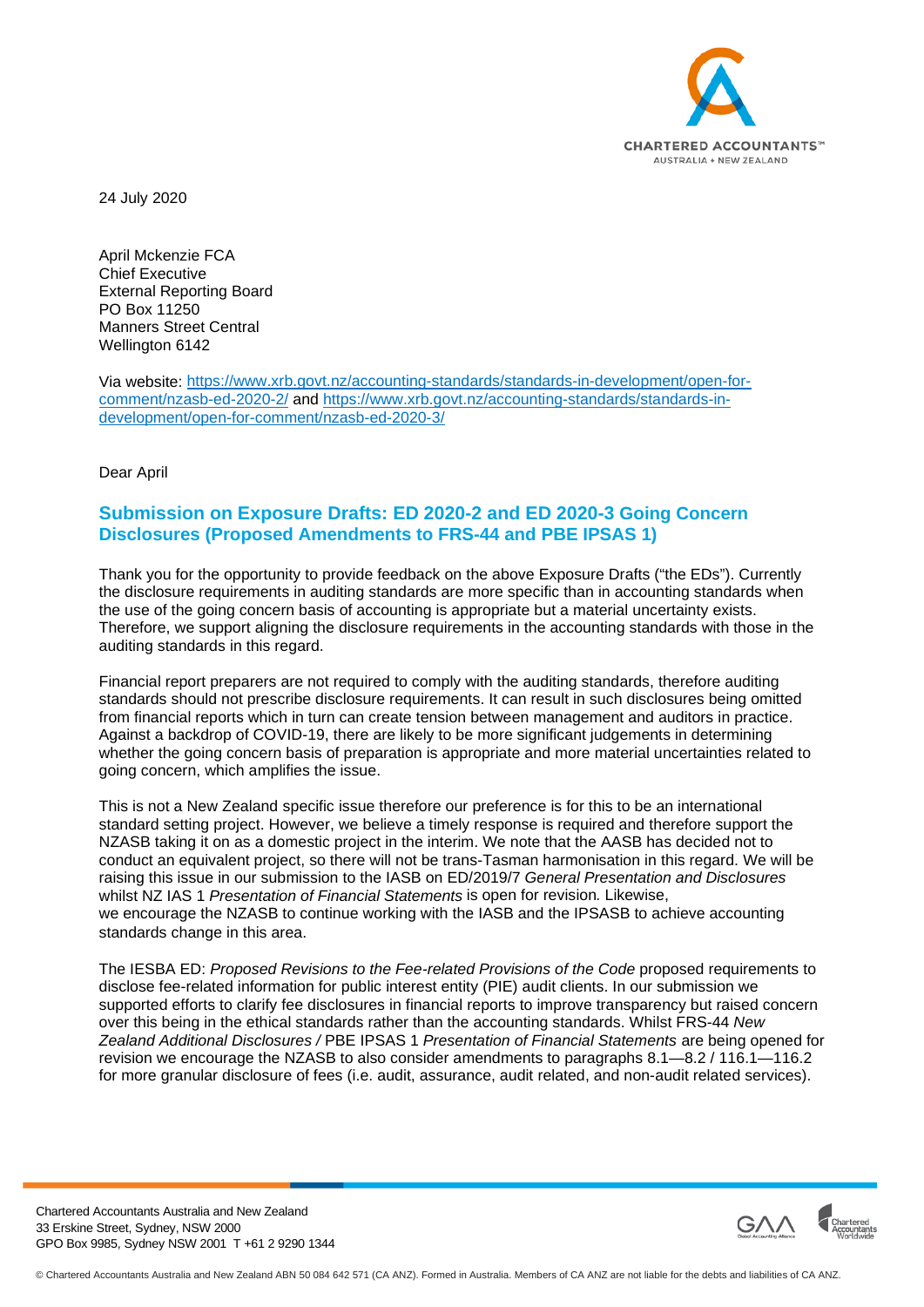24 July 2020

April Mckenzie FCA
Chief Executive
External Reporting Board
PO Box 11250
Manners Street Central
Wellington 6142

Via website: https://www.xrb.govt.nz/accounting-standards/standards-in-development/open-for-comment/nzasb-ed-2020-2/ and https://www.xrb.govt.nz/accounting-standards/standards-in-development/open-for-comment/nzasb-ed-2020-3/

Dear April

## Submission on Exposure Drafts: ED 2020-2 and ED 2020-3 Going Concern Disclosures (Proposed Amendments to FRS-44 and PBE IPSAS 1)

Thank you for the opportunity to provide feedback on the above Exposure Drafts ("the EDs"). Currently the disclosure requirements in auditing standards are more specific than in accounting standards when the use of the going concern basis of accounting is appropriate but a material uncertainty exists. Therefore, we support aligning the disclosure requirements in the accounting standards with those in the auditing standards in this regard.

Financial report preparers are not required to comply with the auditing standards, therefore auditing standards should not prescribe disclosure requirements. It can result in such disclosures being omitted from financial reports which in turn can create tension between management and auditors in practice. Against a backdrop of COVID-19, there are likely to be more significant judgements in determining whether the going concern basis of preparation is appropriate and more material uncertainties related to going concern, which amplifies the issue.

This is not a New Zealand specific issue therefore our preference is for this to be an international standard setting project. However, we believe a timely response is required and therefore support the NZASB taking it on as a domestic project in the interim. We note that the AASB has decided not to conduct an equivalent project, so there will not be trans-Tasman harmonisation in this regard. We will be raising this issue in our submission to the IASB on ED/2019/7 *General Presentation and Disclosures* whilst NZ IAS 1 *Presentation of Financial Statements* is open for revision. Likewise, we encourage the NZASB to continue working with the IASB and the IPSASB to achieve accounting standards change in this area.

The IESBA ED: *Proposed Revisions to the Fee-related Provisions of the Code* proposed requirements to disclose fee-related information for public interest entity (PIE) audit clients. In our submission we supported efforts to clarify fee disclosures in financial reports to improve transparency but raised concern over this being in the ethical standards rather than the accounting standards. Whilst FRS-44 *New Zealand Additional Disclosures /* PBE IPSAS 1 *Presentation of Financial Statements* are being opened for revision we encourage the NZASB to also consider amendments to paragraphs 8.1—8.2 / 116.1—116.2 for more granular disclosure of fees (i.e. audit, assurance, audit related, and non-audit related services).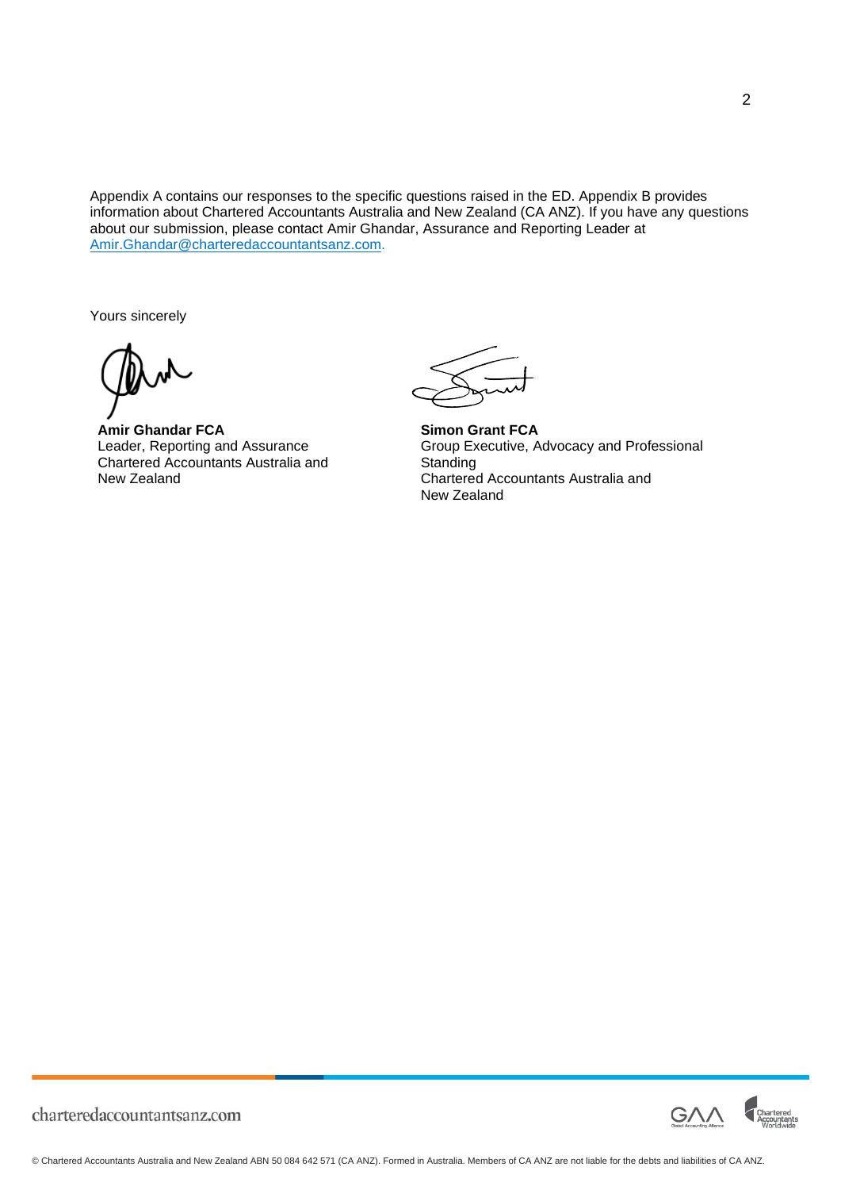Appendix A contains our responses to the specific questions raised in the ED. Appendix B provides information about Chartered Accountants Australia and New Zealand (CA ANZ). If you have any questions about our submission, please contact Amir Ghandar, Assurance and Reporting Leader at Amir.Ghandar@charteredaccountantsanz.com.

Yours sincerely

**Amir Ghandar FCA**
Leader, Reporting and Assurance
Chartered Accountants Australia and New Zealand

**Simon Grant FCA**
Group Executive, Advocacy and Professional Standing
Chartered Accountants Australia and New Zealand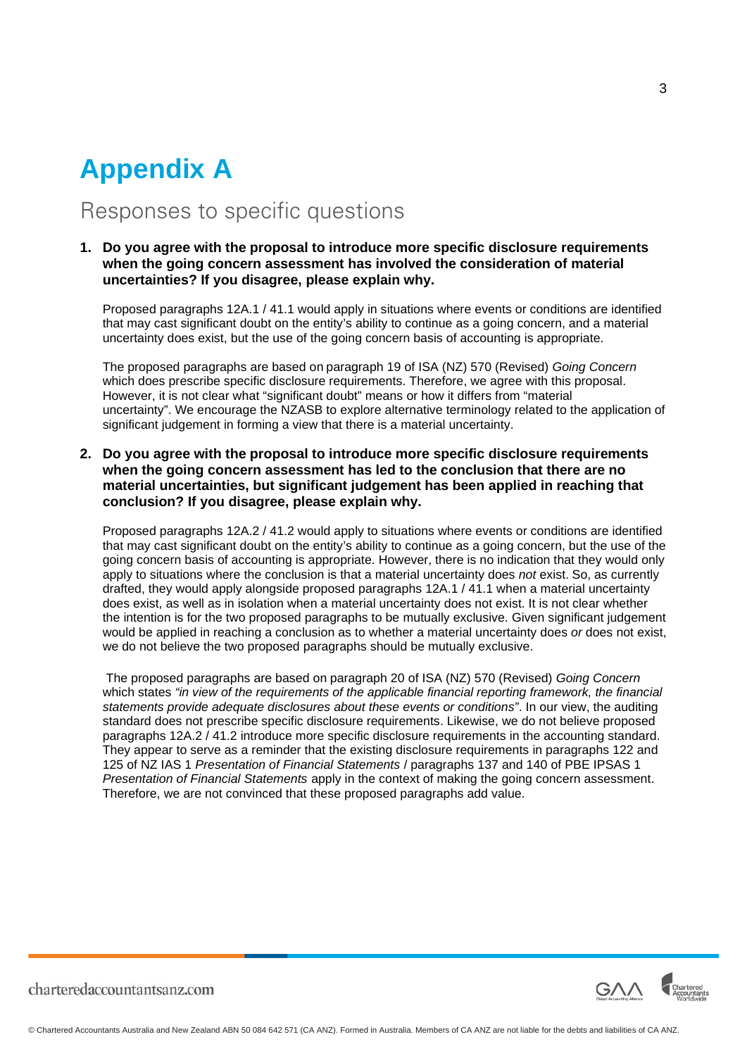# Appendix A

## Responses to specific questions

**1. Do you agree with the proposal to introduce more specific disclosure requirements when the going concern assessment has involved the consideration of material uncertainties? If you disagree, please explain why.**

Proposed paragraphs 12A.1 / 41.1 would apply in situations where events or conditions are identified that may cast significant doubt on the entity's ability to continue as a going concern, and a material uncertainty does exist, but the use of the going concern basis of accounting is appropriate.

The proposed paragraphs are based on paragraph 19 of ISA (NZ) 570 (Revised) *Going Concern* which does prescribe specific disclosure requirements. Therefore, we agree with this proposal. However, it is not clear what "significant doubt" means or how it differs from "material uncertainty". We encourage the NZASB to explore alternative terminology related to the application of significant judgement in forming a view that there is a material uncertainty.

**2. Do you agree with the proposal to introduce more specific disclosure requirements when the going concern assessment has led to the conclusion that there are no material uncertainties, but significant judgement has been applied in reaching that conclusion? If you disagree, please explain why.**

Proposed paragraphs 12A.2 / 41.2 would apply to situations where events or conditions are identified that may cast significant doubt on the entity's ability to continue as a going concern, but the use of the going concern basis of accounting is appropriate. However, there is no indication that they would only apply to situations where the conclusion is that a material uncertainty does *not* exist. So, as currently drafted, they would apply alongside proposed paragraphs 12A.1 / 41.1 when a material uncertainty does exist, as well as in isolation when a material uncertainty does not exist. It is not clear whether the intention is for the two proposed paragraphs to be mutually exclusive. Given significant judgement would be applied in reaching a conclusion as to whether a material uncertainty does *or* does not exist, we do not believe the two proposed paragraphs should be mutually exclusive.

The proposed paragraphs are based on paragraph 20 of ISA (NZ) 570 (Revised) *Going Concern* which states *"in view of the requirements of the applicable financial reporting framework, the financial statements provide adequate disclosures about these events or conditions"*. In our view, the auditing standard does not prescribe specific disclosure requirements. Likewise, we do not believe proposed paragraphs 12A.2 / 41.2 introduce more specific disclosure requirements in the accounting standard. They appear to serve as a reminder that the existing disclosure requirements in paragraphs 122 and 125 of NZ IAS 1 *Presentation of Financial Statements* / paragraphs 137 and 140 of PBE IPSAS 1 *Presentation of Financial Statements* apply in the context of making the going concern assessment. Therefore, we are not convinced that these proposed paragraphs add value.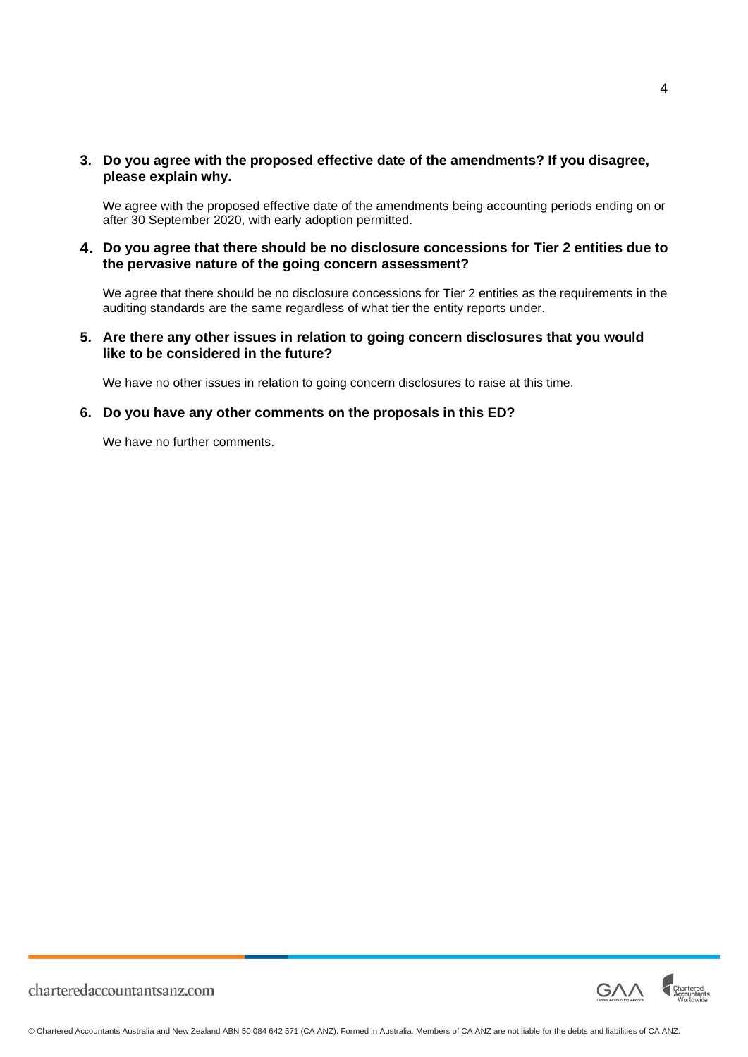**3. Do you agree with the proposed effective date of the amendments? If you disagree, please explain why.**

We agree with the proposed effective date of the amendments being accounting periods ending on or after 30 September 2020, with early adoption permitted.

**4. Do you agree that there should be no disclosure concessions for Tier 2 entities due to the pervasive nature of the going concern assessment?**

We agree that there should be no disclosure concessions for Tier 2 entities as the requirements in the auditing standards are the same regardless of what tier the entity reports under.

**5. Are there any other issues in relation to going concern disclosures that you would like to be considered in the future?**

We have no other issues in relation to going concern disclosures to raise at this time.

**6. Do you have any other comments on the proposals in this ED?**

We have no further comments.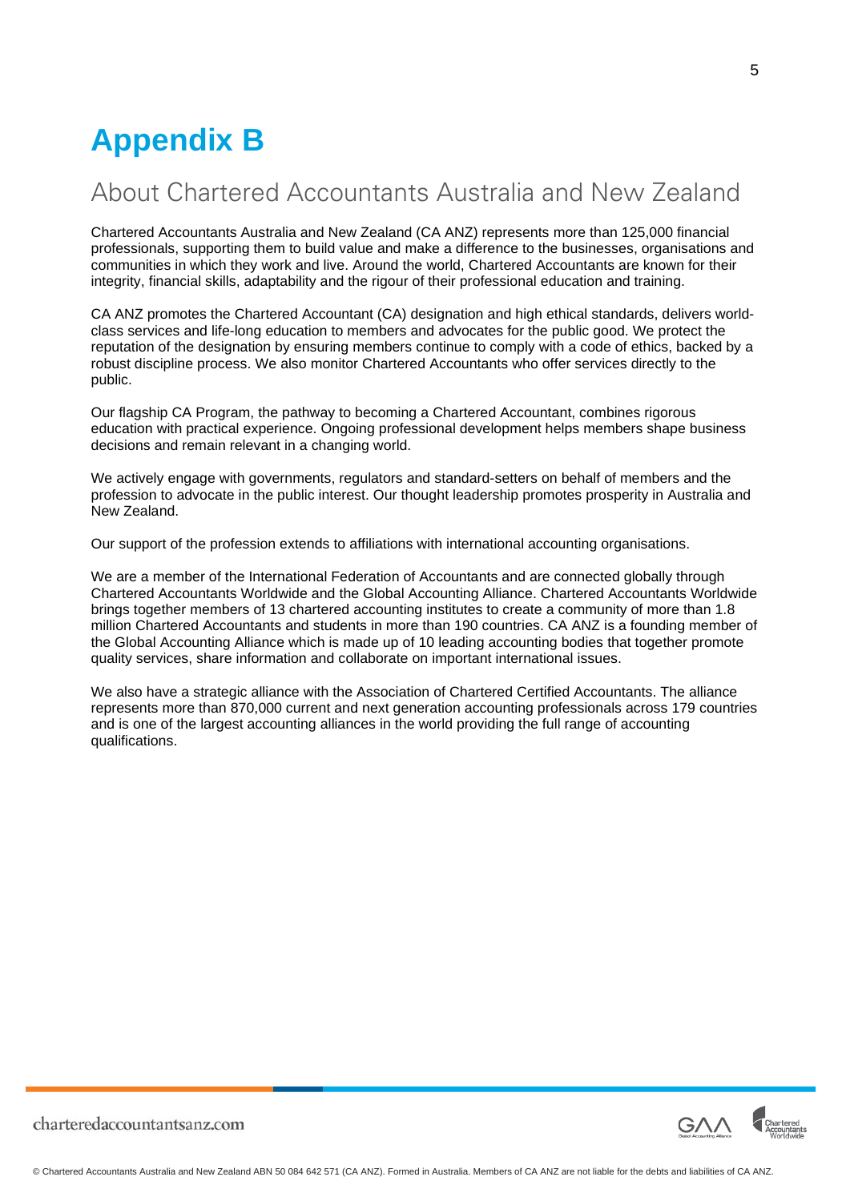# Appendix B

## About Chartered Accountants Australia and New Zealand

Chartered Accountants Australia and New Zealand (CA ANZ) represents more than 125,000 financial professionals, supporting them to build value and make a difference to the businesses, organisations and communities in which they work and live. Around the world, Chartered Accountants are known for their integrity, financial skills, adaptability and the rigour of their professional education and training.

CA ANZ promotes the Chartered Accountant (CA) designation and high ethical standards, delivers world-class services and life-long education to members and advocates for the public good. We protect the reputation of the designation by ensuring members continue to comply with a code of ethics, backed by a robust discipline process. We also monitor Chartered Accountants who offer services directly to the public.

Our flagship CA Program, the pathway to becoming a Chartered Accountant, combines rigorous education with practical experience. Ongoing professional development helps members shape business decisions and remain relevant in a changing world.

We actively engage with governments, regulators and standard-setters on behalf of members and the profession to advocate in the public interest. Our thought leadership promotes prosperity in Australia and New Zealand.

Our support of the profession extends to affiliations with international accounting organisations.

We are a member of the International Federation of Accountants and are connected globally through Chartered Accountants Worldwide and the Global Accounting Alliance. Chartered Accountants Worldwide brings together members of 13 chartered accounting institutes to create a community of more than 1.8 million Chartered Accountants and students in more than 190 countries. CA ANZ is a founding member of the Global Accounting Alliance which is made up of 10 leading accounting bodies that together promote quality services, share information and collaborate on important international issues.

We also have a strategic alliance with the Association of Chartered Certified Accountants. The alliance represents more than 870,000 current and next generation accounting professionals across 179 countries and is one of the largest accounting alliances in the world providing the full range of accounting qualifications.

charteredaccountantsanz.com

© Chartered Accountants Australia and New Zealand ABN 50 084 642 571 (CA ANZ). Formed in Australia. Members of CA ANZ are not liable for the debts and liabilities of CA ANZ.